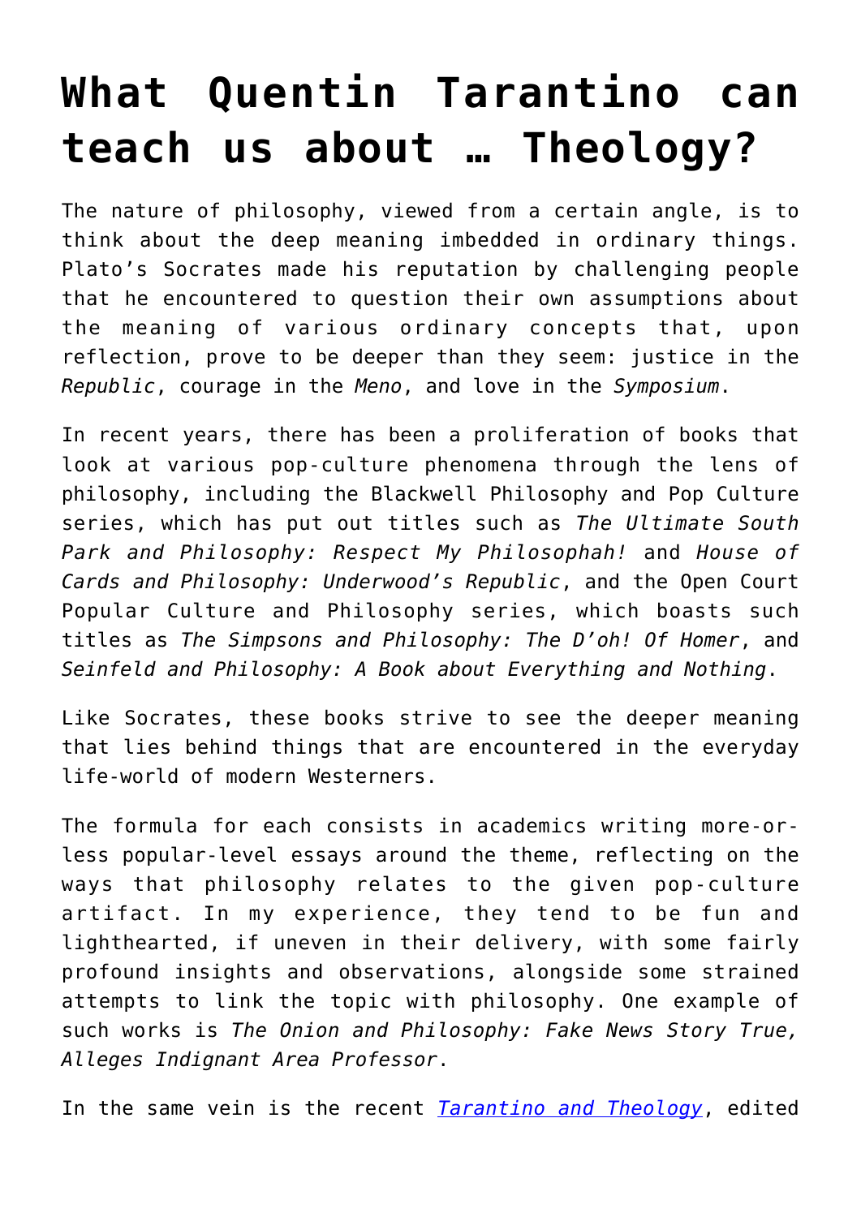# What Quentin Tarantino can teach us about … Theology?

The nature of philosophy, viewed from a certain angle, is to think about the deep meaning imbedded in ordinary things. Plato's Socrates made his reputation by challenging people that he encountered to question their own assumptions about the meaning of various ordinary concepts that, upon reflection, prove to be deeper than they seem: justice in the *Republic*, courage in the *Meno*, and love in the *Symposium*.

In recent years, there has been a proliferation of books that look at various pop-culture phenomena through the lens of philosophy, including the Blackwell Philosophy and Pop Culture series, which has put out titles such as *The Ultimate South Park and Philosophy: Respect My Philosophah!* and *House of Cards and Philosophy: Underwood's Republic*, and the Open Court Popular Culture and Philosophy series, which boasts such titles as *The Simpsons and Philosophy: The D'oh! Of Homer*, and *Seinfeld and Philosophy: A Book about Everything and Nothing*.

Like Socrates, these books strive to see the deeper meaning that lies behind things that are encountered in the everyday life-world of modern Westerners.

The formula for each consists in academics writing more-or-less popular-level essays around the theme, reflecting on the ways that philosophy relates to the given pop-culture artifact. In my experience, they tend to be fun and lighthearted, if uneven in their delivery, with some fairly profound insights and observations, alongside some strained attempts to link the topic with philosophy. One example of such works is *The Onion and Philosophy: Fake News Story True, Alleges Indignant Area Professor*.

In the same vein is the recent [*Tarantino and Theology*](), edited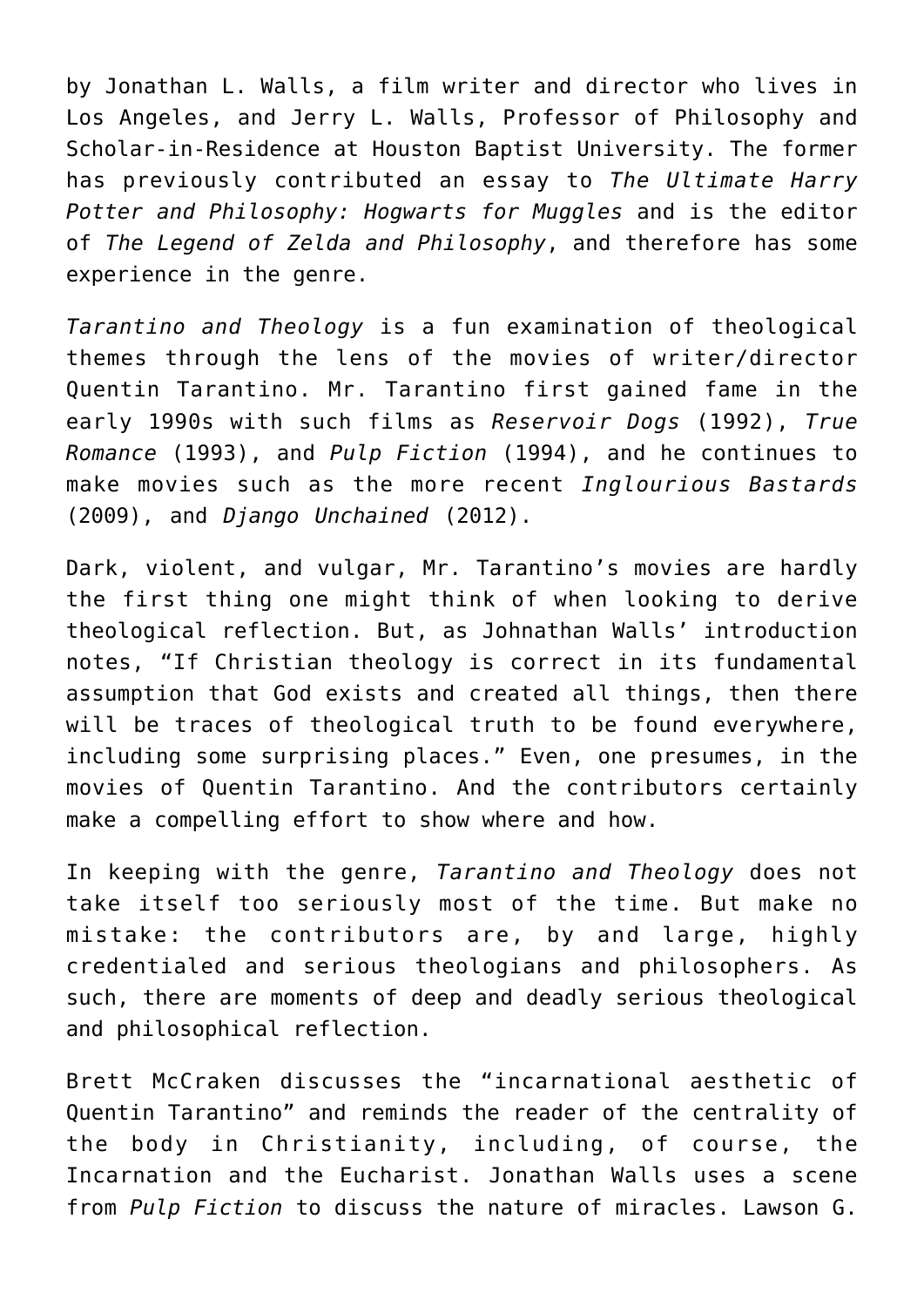by Jonathan L. Walls, a film writer and director who lives in Los Angeles, and Jerry L. Walls, Professor of Philosophy and Scholar-in-Residence at Houston Baptist University. The former has previously contributed an essay to *The Ultimate Harry Potter and Philosophy: Hogwarts for Muggles* and is the editor of *The Legend of Zelda and Philosophy*, and therefore has some experience in the genre.

*Tarantino and Theology* is a fun examination of theological themes through the lens of the movies of writer/director Quentin Tarantino. Mr. Tarantino first gained fame in the early 1990s with such films as *Reservoir Dogs* (1992), *True Romance* (1993), and *Pulp Fiction* (1994), and he continues to make movies such as the more recent *Inglourious Bastards* (2009), and *Django Unchained* (2012).

Dark, violent, and vulgar, Mr. Tarantino's movies are hardly the first thing one might think of when looking to derive theological reflection. But, as Johnathan Walls' introduction notes, "If Christian theology is correct in its fundamental assumption that God exists and created all things, then there will be traces of theological truth to be found everywhere, including some surprising places." Even, one presumes, in the movies of Quentin Tarantino. And the contributors certainly make a compelling effort to show where and how.

In keeping with the genre, *Tarantino and Theology* does not take itself too seriously most of the time. But make no mistake: the contributors are, by and large, highly credentialed and serious theologians and philosophers. As such, there are moments of deep and deadly serious theological and philosophical reflection.

Brett McCraken discusses the "incarnational aesthetic of Quentin Tarantino" and reminds the reader of the centrality of the body in Christianity, including, of course, the Incarnation and the Eucharist. Jonathan Walls uses a scene from *Pulp Fiction* to discuss the nature of miracles. Lawson G.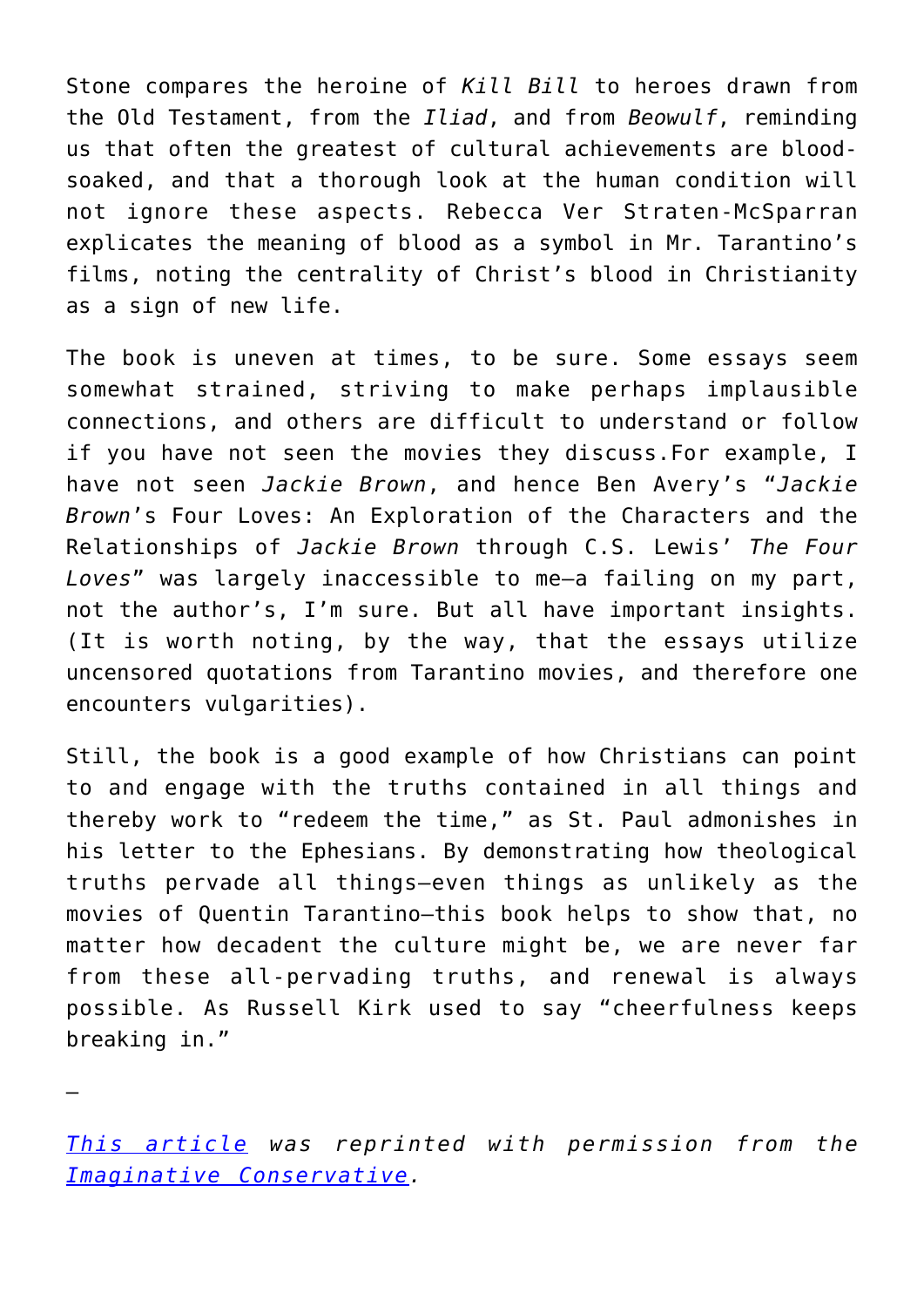Stone compares the heroine of *Kill Bill* to heroes drawn from the Old Testament, from the *Iliad*, and from *Beowulf*, reminding us that often the greatest of cultural achievements are blood-soaked, and that a thorough look at the human condition will not ignore these aspects. Rebecca Ver Straten-McSparran explicates the meaning of blood as a symbol in Mr. Tarantino's films, noting the centrality of Christ's blood in Christianity as a sign of new life.

The book is uneven at times, to be sure. Some essays seem somewhat strained, striving to make perhaps implausible connections, and others are difficult to understand or follow if you have not seen the movies they discuss.For example, I have not seen *Jackie Brown*, and hence Ben Avery's "*Jackie Brown*'s Four Loves: An Exploration of the Characters and the Relationships of *Jackie Brown* through C.S. Lewis' *The Four Loves*" was largely inaccessible to me—a failing on my part, not the author's, I'm sure. But all have important insights. (It is worth noting, by the way, that the essays utilize uncensored quotations from Tarantino movies, and therefore one encounters vulgarities).

Still, the book is a good example of how Christians can point to and engage with the truths contained in all things and thereby work to "redeem the time," as St. Paul admonishes in his letter to the Ephesians. By demonstrating how theological truths pervade all things—even things as unlikely as the movies of Quentin Tarantino—this book helps to show that, no matter how decadent the culture might be, we are never far from these all-pervading truths, and renewal is always possible. As Russell Kirk used to say "cheerfulness keeps breaking in."

—

*[This article](#) was reprinted with permission from the [Imaginative Conservative](#).*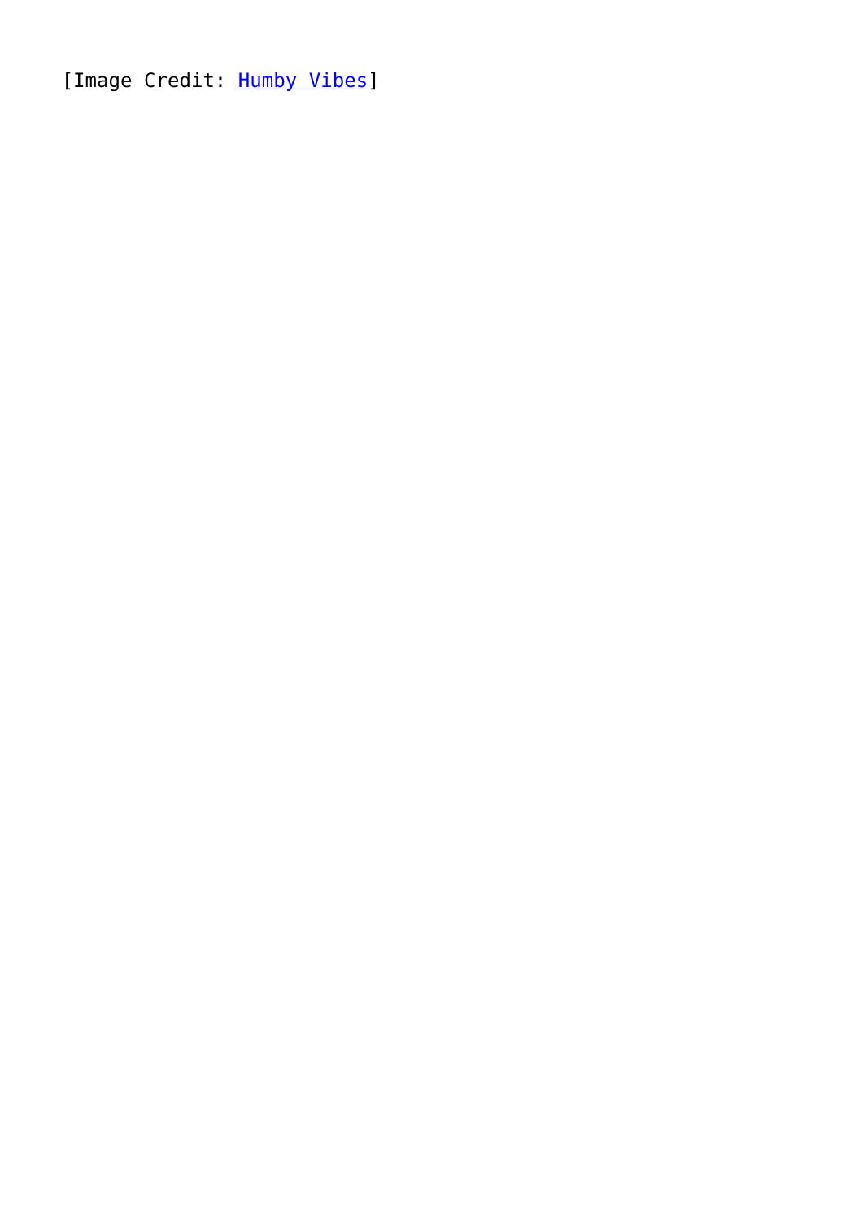[Image Credit: Humby Vibes]